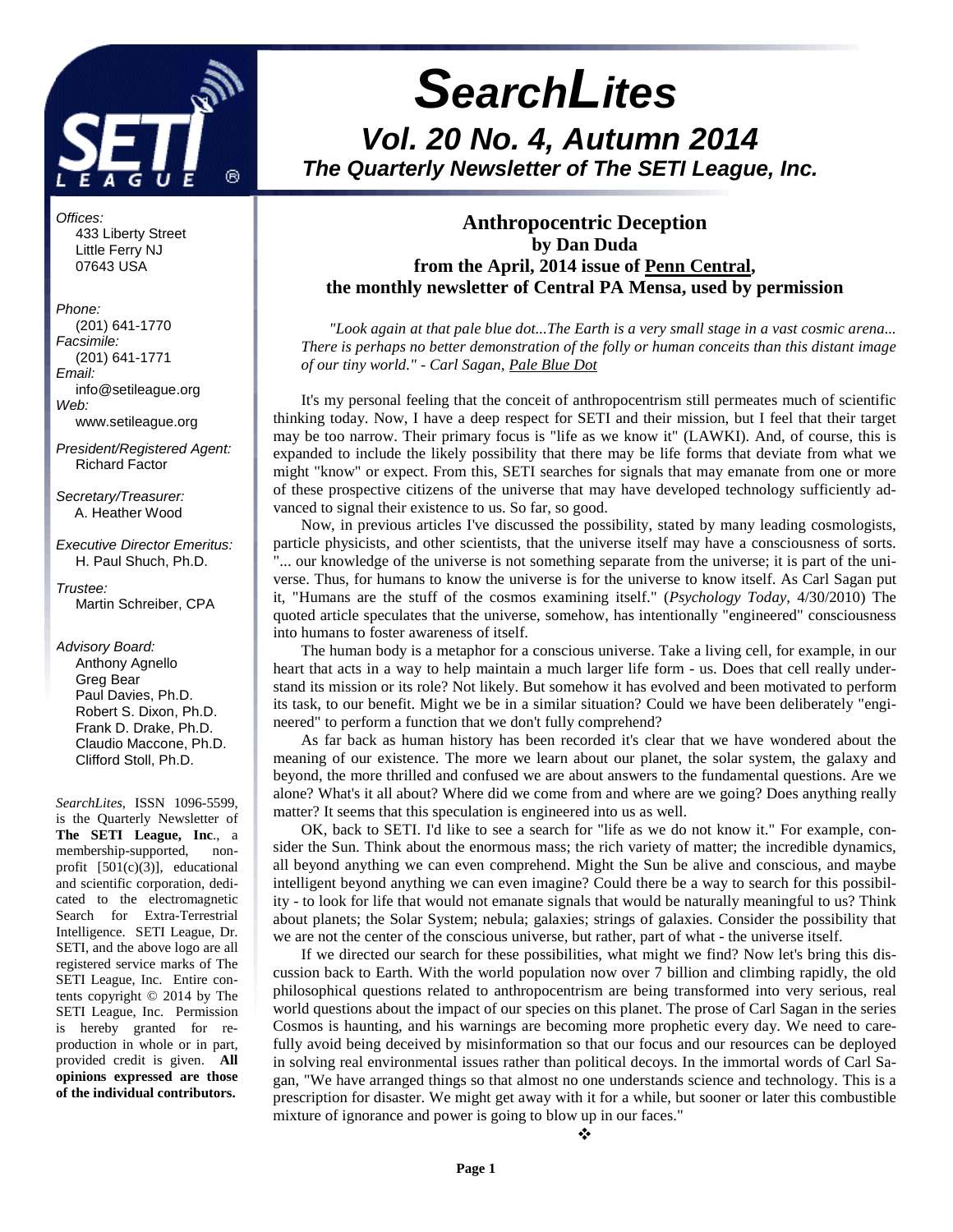# SearchLites

## Vol. 20 No. 4, Autumn 2014

### The Quarterly Newsletter of The SETI League, Inc.

*Offices:*
433 Liberty Street
Little Ferry NJ
07643 USA

*Phone:*
(201) 641-1770
*Facsimile:*
(201) 641-1771
*Email:*
info@setileague.org
*Web:*
www.setileague.org

*President/Registered Agent:*
Richard Factor

*Secretary/Treasurer:*
A. Heather Wood

*Executive Director Emeritus:*
H. Paul Shuch, Ph.D.

*Trustee:*
Martin Schreiber, CPA

*Advisory Board:*
Anthony Agnello
Greg Bear
Paul Davies, Ph.D.
Robert S. Dixon, Ph.D.
Frank D. Drake, Ph.D.
Claudio Maccone, Ph.D.
Clifford Stoll, Ph.D.

*SearchLites*, ISSN 1096-5599, is the Quarterly Newsletter of **The SETI League, Inc**., a membership-supported, non-profit [501(c)(3)], educational and scientific corporation, dedicated to the electromagnetic Search for Extra-Terrestrial Intelligence. SETI League, Dr. SETI, and the above logo are all registered service marks of The SETI League, Inc. Entire contents copyright © 2014 by The SETI League, Inc. Permission is hereby granted for reproduction in whole or in part, provided credit is given. **All opinions expressed are those of the individual contributors.**

## Anthropocentric Deception

**by Dan Duda**

**from the April, 2014 issue of Penn Central, the monthly newsletter of Central PA Mensa, used by permission**

*"Look again at that pale blue dot...The Earth is a very small stage in a vast cosmic arena... There is perhaps no better demonstration of the folly or human conceits than this distant image of our tiny world." - Carl Sagan, Pale Blue Dot*

It's my personal feeling that the conceit of anthropocentrism still permeates much of scientific thinking today. Now, I have a deep respect for SETI and their mission, but I feel that their target may be too narrow. Their primary focus is "life as we know it" (LAWKI). And, of course, this is expanded to include the likely possibility that there may be life forms that deviate from what we might "know" or expect. From this, SETI searches for signals that may emanate from one or more of these prospective citizens of the universe that may have developed technology sufficiently advanced to signal their existence to us. So far, so good.

Now, in previous articles I've discussed the possibility, stated by many leading cosmologists, particle physicists, and other scientists, that the universe itself may have a consciousness of sorts. "... our knowledge of the universe is not something separate from the universe; it is part of the universe. Thus, for humans to know the universe is for the universe to know itself. As Carl Sagan put it, "Humans are the stuff of the cosmos examining itself." (*Psychology Today*, 4/30/2010) The quoted article speculates that the universe, somehow, has intentionally "engineered" consciousness into humans to foster awareness of itself.

The human body is a metaphor for a conscious universe. Take a living cell, for example, in our heart that acts in a way to help maintain a much larger life form - us. Does that cell really understand its mission or its role? Not likely. But somehow it has evolved and been motivated to perform its task, to our benefit. Might we be in a similar situation? Could we have been deliberately "engineered" to perform a function that we don't fully comprehend?

As far back as human history has been recorded it's clear that we have wondered about the meaning of our existence. The more we learn about our planet, the solar system, the galaxy and beyond, the more thrilled and confused we are about answers to the fundamental questions. Are we alone? What's it all about? Where did we come from and where are we going? Does anything really matter? It seems that this speculation is engineered into us as well.

OK, back to SETI. I'd like to see a search for "life as we do not know it." For example, consider the Sun. Think about the enormous mass; the rich variety of matter; the incredible dynamics, all beyond anything we can even comprehend. Might the Sun be alive and conscious, and maybe intelligent beyond anything we can even imagine? Could there be a way to search for this possibility - to look for life that would not emanate signals that would be naturally meaningful to us? Think about planets; the Solar System; nebula; galaxies; strings of galaxies. Consider the possibility that we are not the center of the conscious universe, but rather, part of what - the universe itself.

If we directed our search for these possibilities, what might we find? Now let's bring this discussion back to Earth. With the world population now over 7 billion and climbing rapidly, the old philosophical questions related to anthropocentrism are being transformed into very serious, real world questions about the impact of our species on this planet. The prose of Carl Sagan in the series Cosmos is haunting, and his warnings are becoming more prophetic every day. We need to carefully avoid being deceived by misinformation so that our focus and our resources can be deployed in solving real environmental issues rather than political decoys. In the immortal words of Carl Sagan, "We have arranged things so that almost no one understands science and technology. This is a prescription for disaster. We might get away with it for a while, but sooner or later this combustible mixture of ignorance and power is going to blow up in our faces."

❖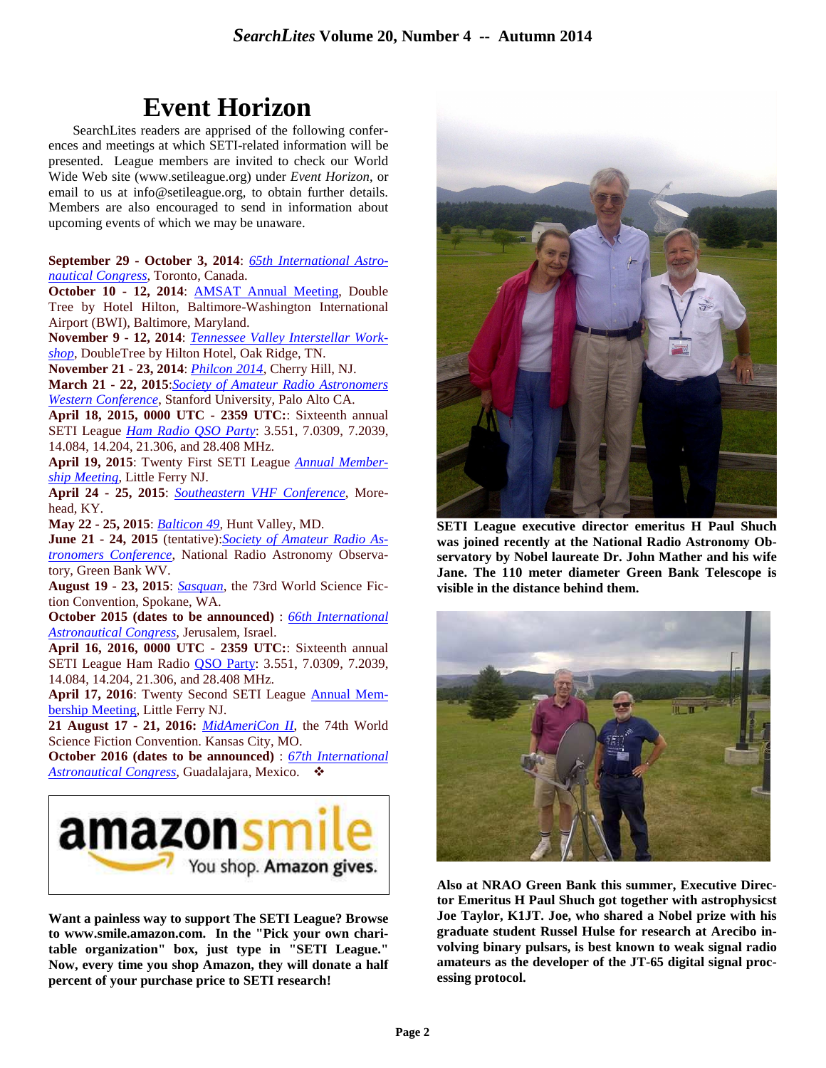# Event Horizon

SearchLites readers are apprised of the following conferences and meetings at which SETI-related information will be presented. League members are invited to check our World Wide Web site (www.setileague.org) under *Event Horizon*, or email to us at info@setileague.org, to obtain further details. Members are also encouraged to send in information about upcoming events of which we may be unaware.

**September 29 - October 3, 2014**: *65th International Astronautical Congress*, Toronto, Canada.
**October 10 - 12, 2014**: AMSAT Annual Meeting, Double Tree by Hotel Hilton, Baltimore-Washington International Airport (BWI), Baltimore, Maryland.
**November 9 - 12, 2014**: *Tennessee Valley Interstellar Workshop*, DoubleTree by Hilton Hotel, Oak Ridge, TN.
**November 21 - 23, 2014**: *Philcon 2014*, Cherry Hill, NJ.
**March 21 - 22, 2015**:*Society of Amateur Radio Astronomers Western Conference*, Stanford University, Palo Alto CA.
**April 18, 2015, 0000 UTC - 2359 UTC:**: Sixteenth annual SETI League *Ham Radio QSO Party*: 3.551, 7.0309, 7.2039, 14.084, 14.204, 21.306, and 28.408 MHz.
**April 19, 2015**: Twenty First SETI League *Annual Membership Meeting*, Little Ferry NJ.
**April 24 - 25, 2015**: *Southeastern VHF Conference*, Morehead, KY.
**May 22 - 25, 2015**: *Balticon 49*, Hunt Valley, MD.
**June 21 - 24, 2015** (tentative):*Society of Amateur Radio Astronomers Conference*, National Radio Astronomy Observatory, Green Bank WV.
**August 19 - 23, 2015**: *Sasquan*, the 73rd World Science Fiction Convention, Spokane, WA.
**October 2015 (dates to be announced)** : *66th International Astronautical Congress*, Jerusalem, Israel.
**April 16, 2016, 0000 UTC - 2359 UTC:**: Sixteenth annual SETI League Ham Radio QSO Party: 3.551, 7.0309, 7.2039, 14.084, 14.204, 21.306, and 28.408 MHz.
**April 17, 2016**: Twenty Second SETI League Annual Membership Meeting, Little Ferry NJ.
**21 August 17 - 21, 2016:** *MidAmeriCon II*, the 74th World Science Fiction Convention. Kansas City, MO.
**October 2016 (dates to be announced)** : *67th International Astronautical Congress*, Guadalajara, Mexico. ❖

amazonsmile
You shop. Amazon gives.

**Want a painless way to support The SETI League? Browse to www.smile.amazon.com. In the "Pick your own charitable organization" box, just type in "SETI League." Now, every time you shop Amazon, they will donate a half percent of your purchase price to SETI research!**

**SETI League executive director emeritus H Paul Shuch was joined recently at the National Radio Astronomy Observatory by Nobel laureate Dr. John Mather and his wife Jane. The 110 meter diameter Green Bank Telescope is visible in the distance behind them.**

**Also at NRAO Green Bank this summer, Executive Director Emeritus H Paul Shuch got together with astrophysicst Joe Taylor, K1JT. Joe, who shared a Nobel prize with his graduate student Russel Hulse for research at Arecibo involving binary pulsars, is best known to weak signal radio amateurs as the developer of the JT-65 digital signal processing protocol.**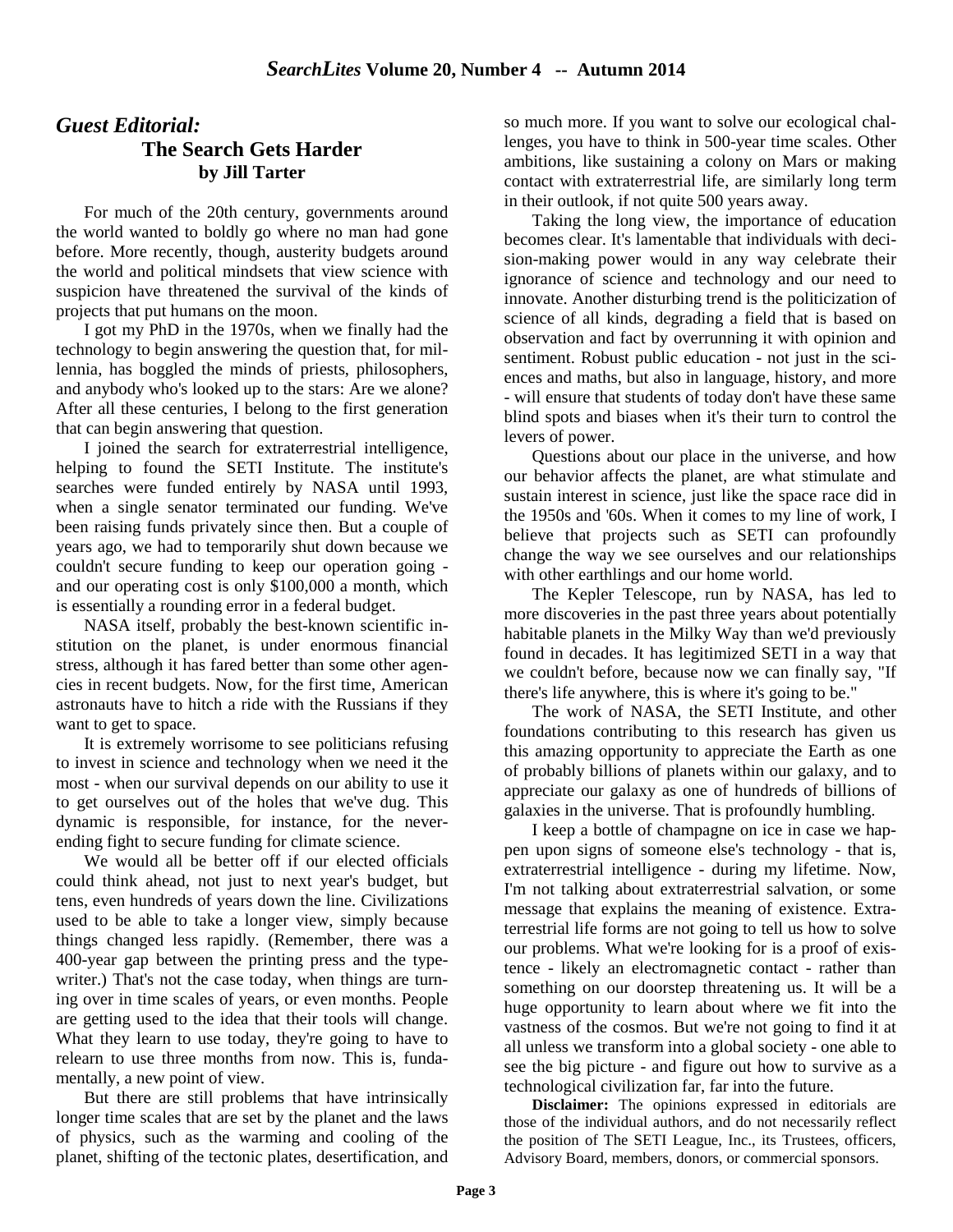## *Guest Editorial:*

### The Search Gets Harder

**by Jill Tarter**

For much of the 20th century, governments around the world wanted to boldly go where no man had gone before. More recently, though, austerity budgets around the world and political mindsets that view science with suspicion have threatened the survival of the kinds of projects that put humans on the moon.

I got my PhD in the 1970s, when we finally had the technology to begin answering the question that, for millennia, has boggled the minds of priests, philosophers, and anybody who's looked up to the stars: Are we alone? After all these centuries, I belong to the first generation that can begin answering that question.

I joined the search for extraterrestrial intelligence, helping to found the SETI Institute. The institute's searches were funded entirely by NASA until 1993, when a single senator terminated our funding. We've been raising funds privately since then. But a couple of years ago, we had to temporarily shut down because we couldn't secure funding to keep our operation going - and our operating cost is only $100,000 a month, which is essentially a rounding error in a federal budget.

NASA itself, probably the best-known scientific institution on the planet, is under enormous financial stress, although it has fared better than some other agencies in recent budgets. Now, for the first time, American astronauts have to hitch a ride with the Russians if they want to get to space.

It is extremely worrisome to see politicians refusing to invest in science and technology when we need it the most - when our survival depends on our ability to use it to get ourselves out of the holes that we've dug. This dynamic is responsible, for instance, for the never-ending fight to secure funding for climate science.

We would all be better off if our elected officials could think ahead, not just to next year's budget, but tens, even hundreds of years down the line. Civilizations used to be able to take a longer view, simply because things changed less rapidly. (Remember, there was a 400-year gap between the printing press and the typewriter.) That's not the case today, when things are turning over in time scales of years, or even months. People are getting used to the idea that their tools will change. What they learn to use today, they're going to have to relearn to use three months from now. This is, fundamentally, a new point of view.

But there are still problems that have intrinsically longer time scales that are set by the planet and the laws of physics, such as the warming and cooling of the planet, shifting of the tectonic plates, desertification, and so much more. If you want to solve our ecological challenges, you have to think in 500-year time scales. Other ambitions, like sustaining a colony on Mars or making contact with extraterrestrial life, are similarly long term in their outlook, if not quite 500 years away.

Taking the long view, the importance of education becomes clear. It's lamentable that individuals with decision-making power would in any way celebrate their ignorance of science and technology and our need to innovate. Another disturbing trend is the politicization of science of all kinds, degrading a field that is based on observation and fact by overrunning it with opinion and sentiment. Robust public education - not just in the sciences and maths, but also in language, history, and more - will ensure that students of today don't have these same blind spots and biases when it's their turn to control the levers of power.

Questions about our place in the universe, and how our behavior affects the planet, are what stimulate and sustain interest in science, just like the space race did in the 1950s and '60s. When it comes to my line of work, I believe that projects such as SETI can profoundly change the way we see ourselves and our relationships with other earthlings and our home world.

The Kepler Telescope, run by NASA, has led to more discoveries in the past three years about potentially habitable planets in the Milky Way than we'd previously found in decades. It has legitimized SETI in a way that we couldn't before, because now we can finally say, "If there's life anywhere, this is where it's going to be."

The work of NASA, the SETI Institute, and other foundations contributing to this research has given us this amazing opportunity to appreciate the Earth as one of probably billions of planets within our galaxy, and to appreciate our galaxy as one of hundreds of billions of galaxies in the universe. That is profoundly humbling.

I keep a bottle of champagne on ice in case we happen upon signs of someone else's technology - that is, extraterrestrial intelligence - during my lifetime. Now, I'm not talking about extraterrestrial salvation, or some message that explains the meaning of existence. Extraterrestrial life forms are not going to tell us how to solve our problems. What we're looking for is a proof of existence - likely an electromagnetic contact - rather than something on our doorstep threatening us. It will be a huge opportunity to learn about where we fit into the vastness of the cosmos. But we're not going to find it at all unless we transform into a global society - one able to see the big picture - and figure out how to survive as a technological civilization far, far into the future.

**Disclaimer:** The opinions expressed in editorials are those of the individual authors, and do not necessarily reflect the position of The SETI League, Inc., its Trustees, officers, Advisory Board, members, donors, or commercial sponsors.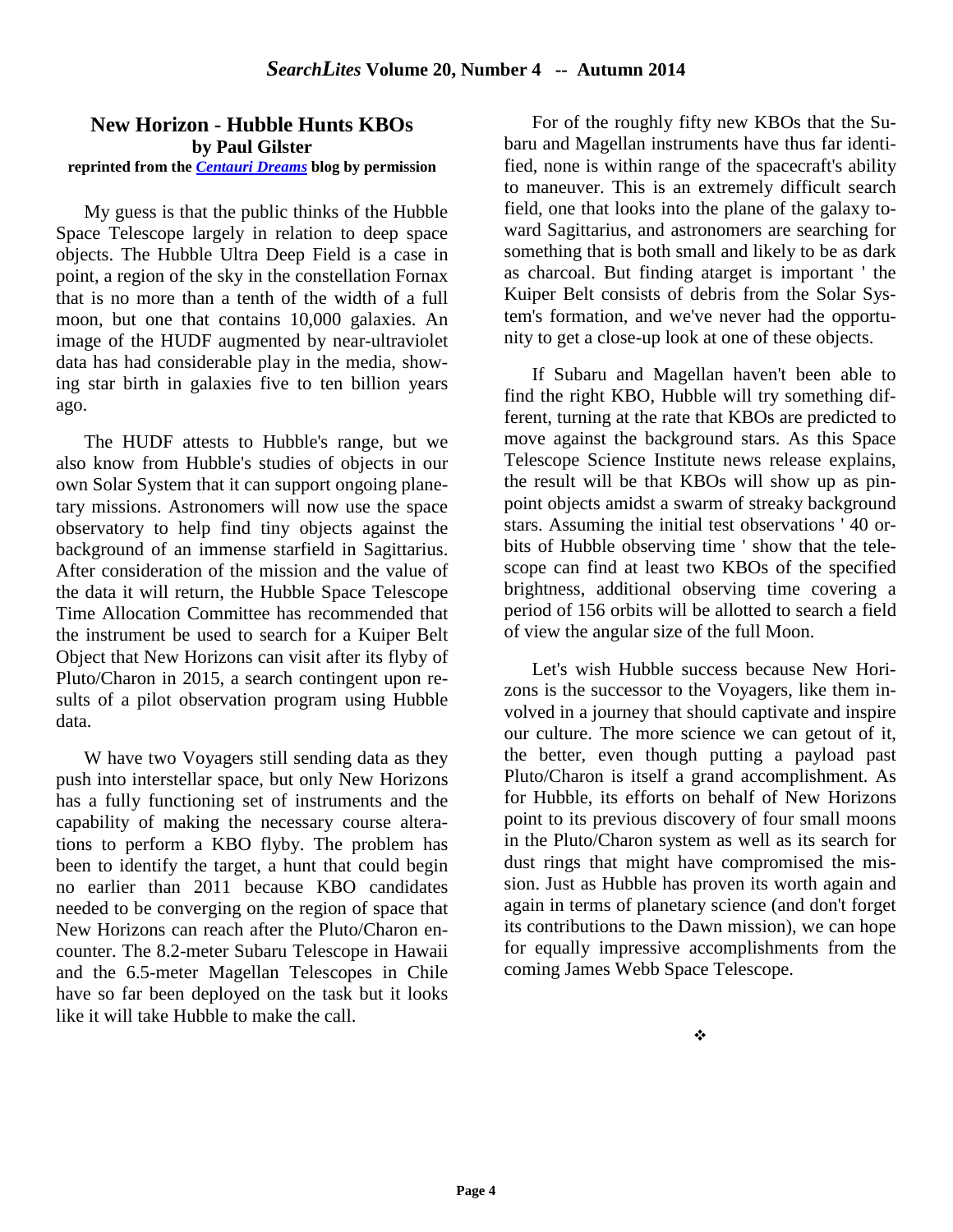## New Horizon - Hubble Hunts KBOs

**by Paul Gilster**

**reprinted from the *Centauri Dreams* blog by permission**

My guess is that the public thinks of the Hubble Space Telescope largely in relation to deep space objects. The Hubble Ultra Deep Field is a case in point, a region of the sky in the constellation Fornax that is no more than a tenth of the width of a full moon, but one that contains 10,000 galaxies. An image of the HUDF augmented by near-ultraviolet data has had considerable play in the media, showing star birth in galaxies five to ten billion years ago.

The HUDF attests to Hubble's range, but we also know from Hubble's studies of objects in our own Solar System that it can support ongoing planetary missions. Astronomers will now use the space observatory to help find tiny objects against the background of an immense starfield in Sagittarius. After consideration of the mission and the value of the data it will return, the Hubble Space Telescope Time Allocation Committee has recommended that the instrument be used to search for a Kuiper Belt Object that New Horizons can visit after its flyby of Pluto/Charon in 2015, a search contingent upon results of a pilot observation program using Hubble data.

W have two Voyagers still sending data as they push into interstellar space, but only New Horizons has a fully functioning set of instruments and the capability of making the necessary course alterations to perform a KBO flyby. The problem has been to identify the target, a hunt that could begin no earlier than 2011 because KBO candidates needed to be converging on the region of space that New Horizons can reach after the Pluto/Charon encounter. The 8.2-meter Subaru Telescope in Hawaii and the 6.5-meter Magellan Telescopes in Chile have so far been deployed on the task but it looks like it will take Hubble to make the call.

For of the roughly fifty new KBOs that the Subaru and Magellan instruments have thus far identified, none is within range of the spacecraft's ability to maneuver. This is an extremely difficult search field, one that looks into the plane of the galaxy toward Sagittarius, and astronomers are searching for something that is both small and likely to be as dark as charcoal. But finding atarget is important ' the Kuiper Belt consists of debris from the Solar System's formation, and we've never had the opportunity to get a close-up look at one of these objects.

If Subaru and Magellan haven't been able to find the right KBO, Hubble will try something different, turning at the rate that KBOs are predicted to move against the background stars. As this Space Telescope Science Institute news release explains, the result will be that KBOs will show up as pinpoint objects amidst a swarm of streaky background stars. Assuming the initial test observations ' 40 orbits of Hubble observing time ' show that the telescope can find at least two KBOs of the specified brightness, additional observing time covering a period of 156 orbits will be allotted to search a field of view the angular size of the full Moon.

Let's wish Hubble success because New Horizons is the successor to the Voyagers, like them involved in a journey that should captivate and inspire our culture. The more science we can getout of it, the better, even though putting a payload past Pluto/Charon is itself a grand accomplishment. As for Hubble, its efforts on behalf of New Horizons point to its previous discovery of four small moons in the Pluto/Charon system as well as its search for dust rings that might have compromised the mission. Just as Hubble has proven its worth again and again in terms of planetary science (and don't forget its contributions to the Dawn mission), we can hope for equally impressive accomplishments from the coming James Webb Space Telescope.

❖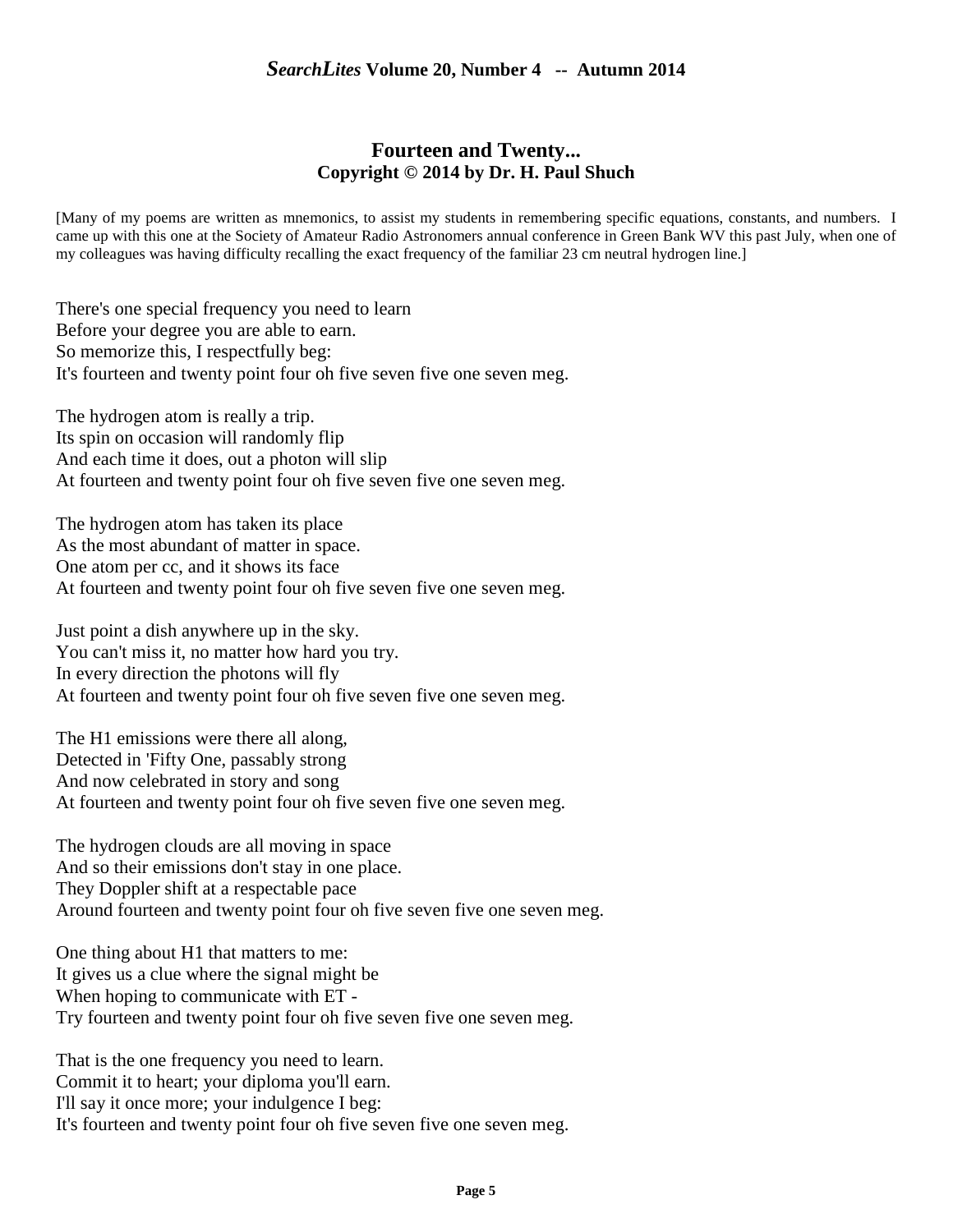## Fourteen and Twenty...

**Copyright © 2014 by Dr. H. Paul Shuch**

[Many of my poems are written as mnemonics, to assist my students in remembering specific equations, constants, and numbers. I came up with this one at the Society of Amateur Radio Astronomers annual conference in Green Bank WV this past July, when one of my colleagues was having difficulty recalling the exact frequency of the familiar 23 cm neutral hydrogen line.]

There's one special frequency you need to learn
Before your degree you are able to earn.
So memorize this, I respectfully beg:
It's fourteen and twenty point four oh five seven five one seven meg.

The hydrogen atom is really a trip.
Its spin on occasion will randomly flip
And each time it does, out a photon will slip
At fourteen and twenty point four oh five seven five one seven meg.

The hydrogen atom has taken its place
As the most abundant of matter in space.
One atom per cc, and it shows its face
At fourteen and twenty point four oh five seven five one seven meg.

Just point a dish anywhere up in the sky.
You can't miss it, no matter how hard you try.
In every direction the photons will fly
At fourteen and twenty point four oh five seven five one seven meg.

The H1 emissions were there all along,
Detected in 'Fifty One, passably strong
And now celebrated in story and song
At fourteen and twenty point four oh five seven five one seven meg.

The hydrogen clouds are all moving in space
And so their emissions don't stay in one place.
They Doppler shift at a respectable pace
Around fourteen and twenty point four oh five seven five one seven meg.

One thing about H1 that matters to me:
It gives us a clue where the signal might be
When hoping to communicate with ET -
Try fourteen and twenty point four oh five seven five one seven meg.

That is the one frequency you need to learn.
Commit it to heart; your diploma you'll earn.
I'll say it once more; your indulgence I beg:
It's fourteen and twenty point four oh five seven five one seven meg.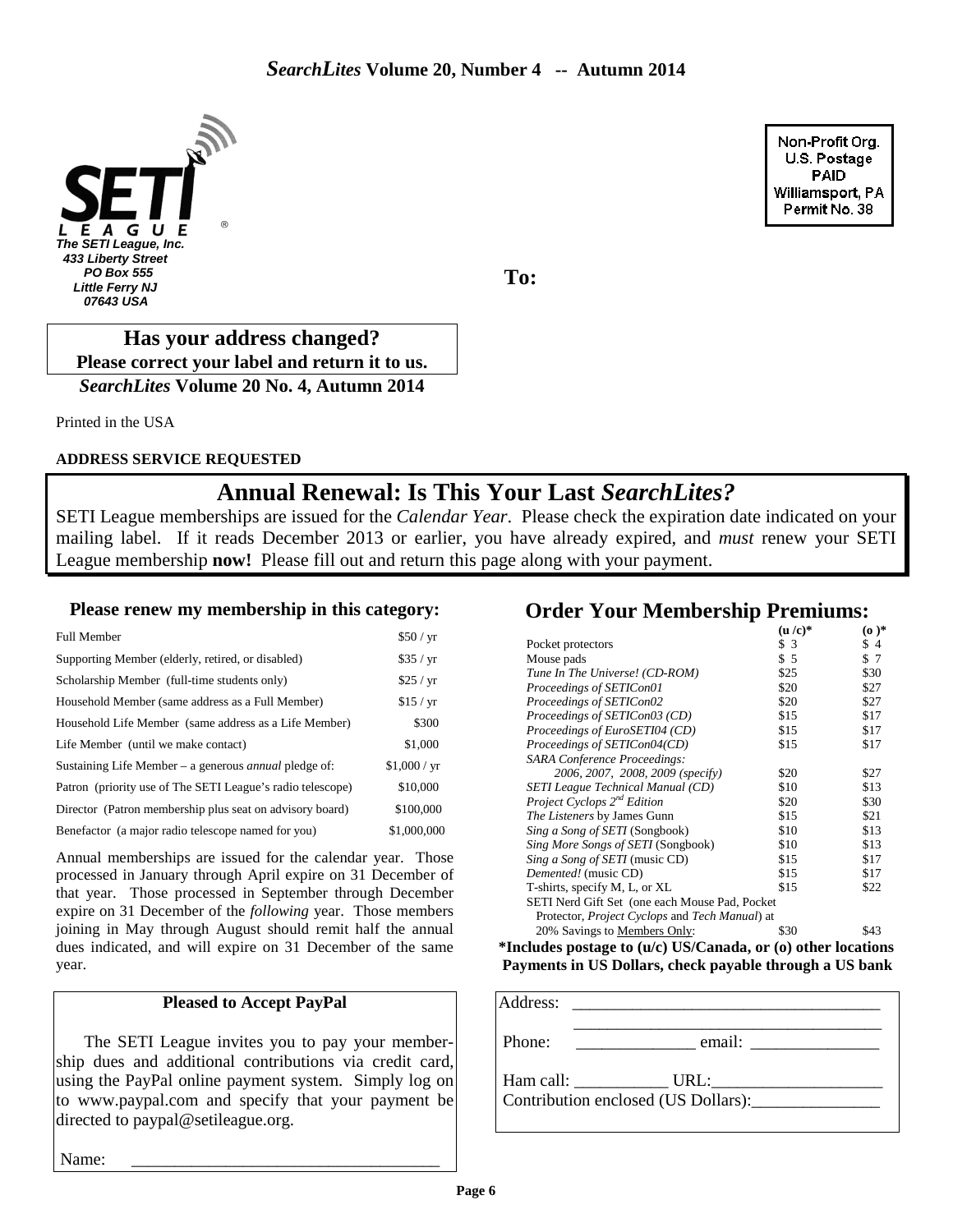*SearchLites* **Volume 20, Number 4 -- Autumn 2014**

SETI LEAGUE ®

*The SETI League, Inc.*
*433 Liberty Street*
*PO Box 555*
*Little Ferry NJ*
*07643 USA*

Non-Profit Org.
U.S. Postage
PAID
Williamsport, PA
Permit No. 38

**To:**

**Has your address changed?**
**Please correct your label and return it to us.**
***SearchLites* Volume 20 No. 4, Autumn 2014**

Printed in the USA

**ADDRESS SERVICE REQUESTED**

## Annual Renewal: Is This Your Last *SearchLites?*

SETI League memberships are issued for the *Calendar Year*. Please check the expiration date indicated on your mailing label. If it reads December 2013 or earlier, you have already expired, and *must* renew your SETI League membership **now!** Please fill out and return this page along with your payment.

### Please renew my membership in this category:

| | |
|---|---|
| Full Member | $50 / yr |
| Supporting Member (elderly, retired, or disabled) | $35 / yr |
| Scholarship Member (full-time students only) | $25 / yr |
| Household Member (same address as a Full Member) | $15 / yr |
| Household Life Member (same address as a Life Member) | $300 |
| Life Member (until we make contact) | $1,000 |
| Sustaining Life Member – a generous *annual* pledge of: | $1,000 / yr |
| Patron (priority use of The SETI League's radio telescope) | $10,000 |
| Director (Patron membership plus seat on advisory board) | $100,000 |
| Benefactor (a major radio telescope named for you) | $1,000,000 |

Annual memberships are issued for the calendar year. Those processed in January through April expire on 31 December of that year. Those processed in September through December expire on 31 December of the *following* year. Those members joining in May through August should remit half the annual dues indicated, and will expire on 31 December of the same year.

**Pleased to Accept PayPal**

The SETI League invites you to pay your membership dues and additional contributions via credit card, using the PayPal online payment system. Simply log on to www.paypal.com and specify that your payment be directed to paypal@setileague.org.

Name: ___________________________________

## Order Your Membership Premiums:

| | (u /c)* | (o )* |
|---|---|---|
| Pocket protectors | $ 3 | $ 4 |
| Mouse pads | $ 5 | $ 7 |
| *Tune In The Universe! (CD-ROM)* | $25 | $30 |
| *Proceedings of SETICon01* | $20 | $27 |
| *Proceedings of SETICon02* | $20 | $27 |
| *Proceedings of SETICon03 (CD)* | $15 | $17 |
| *Proceedings of EuroSETI04 (CD)* | $15 | $17 |
| *Proceedings of SETICon04(CD)* | $15 | $17 |
| *SARA Conference Proceedings: 2006, 2007, 2008, 2009 (specify)* | $20 | $27 |
| *SETI League Technical Manual (CD)* | $10 | $13 |
| *Project Cyclops 2nd Edition* | $20 | $30 |
| *The Listeners* by James Gunn | $15 | $21 |
| *Sing a Song of SETI* (Songbook) | $10 | $13 |
| *Sing More Songs of SETI* (Songbook) | $10 | $13 |
| *Sing a Song of SETI* (music CD) | $15 | $17 |
| *Demented!* (music CD) | $15 | $17 |
| T-shirts, specify M, L, or XL | $15 | $22 |
| SETI Nerd Gift Set (one each Mouse Pad, Pocket Protector, *Project Cyclops* and *Tech Manual*) at 20% Savings to Members Only: | $30 | $43 |

**\*Includes postage to (u/c) US/Canada, or (o) other locations**
**Payments in US Dollars, check payable through a US bank**

Address: ____________________________________
____________________________________

Phone: ______________ email: _______________

Ham call: ___________ URL:____________________

Contribution enclosed (US Dollars):_______________